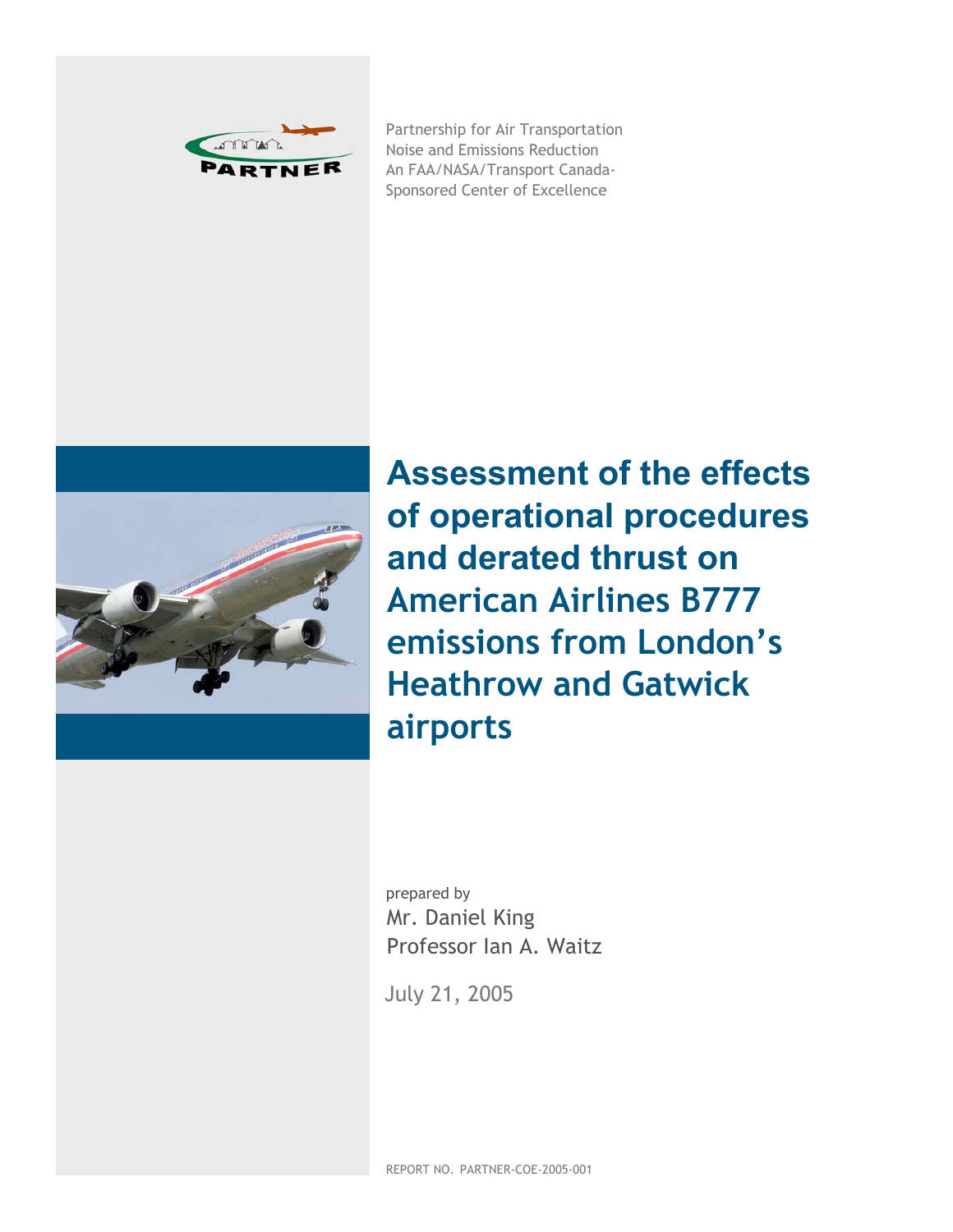Partnership for Air Transportation
Noise and Emissions Reduction
An FAA/NASA/Transport Canada-
Sponsored Center of Excellence

# Assessment of the effects of operational procedures and derated thrust on American Airlines B777 emissions from London's Heathrow and Gatwick airports

prepared by
Mr. Daniel King
Professor Ian A. Waitz

July 21, 2005

REPORT NO. PARTNER-COE-2005-001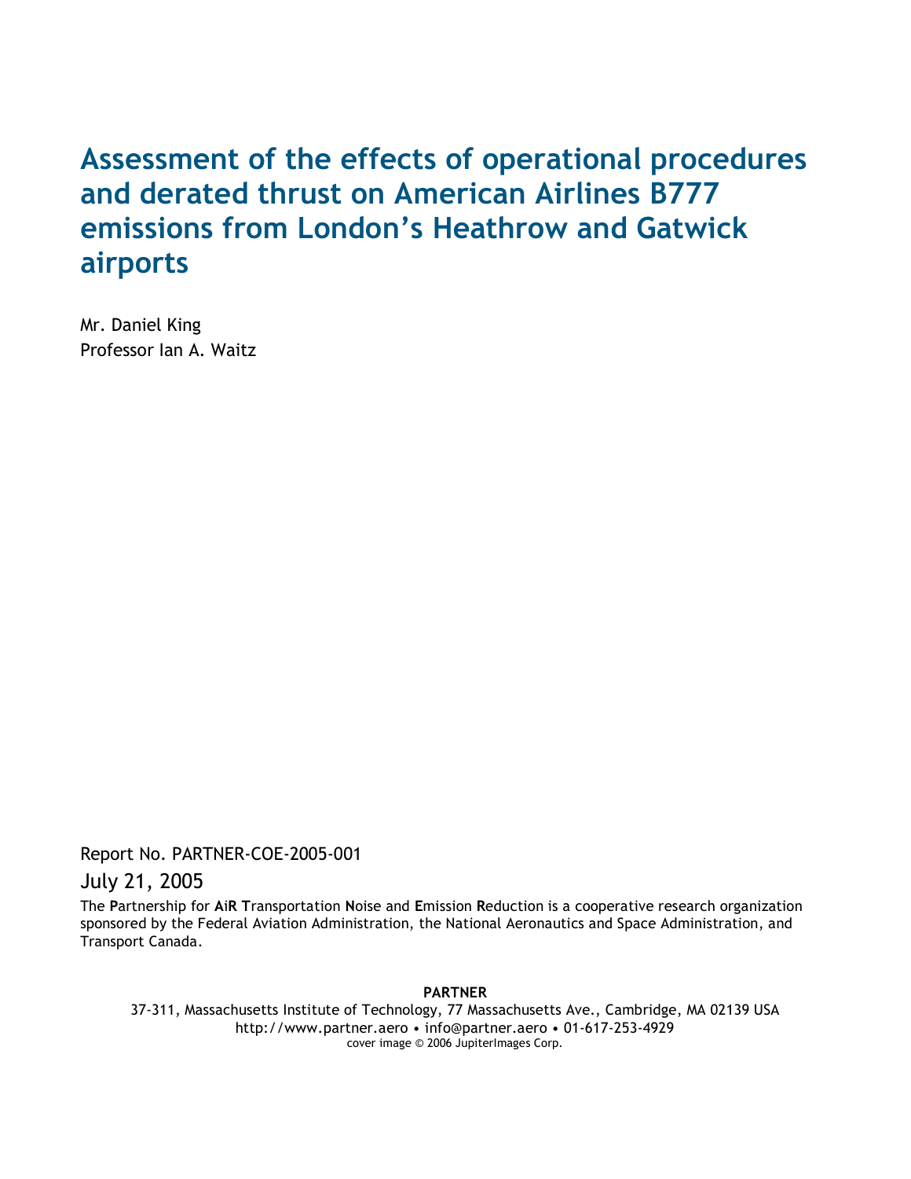# Assessment of the effects of operational procedures and derated thrust on American Airlines B777 emissions from London's Heathrow and Gatwick airports

Mr. Daniel King

Professor Ian A. Waitz

Report No. PARTNER-COE-2005-001

July 21, 2005

The **P**artnership for **A**i**R** **T**ransportation **N**oise and **E**mission **R**eduction is a cooperative research organization sponsored by the Federal Aviation Administration, the National Aeronautics and Space Administration, and Transport Canada.

**PARTNER**

37-311, Massachusetts Institute of Technology, 77 Massachusetts Ave., Cambridge, MA 02139 USA

http://www.partner.aero • info@partner.aero • 01-617-253-4929

cover image © 2006 JupiterImages Corp.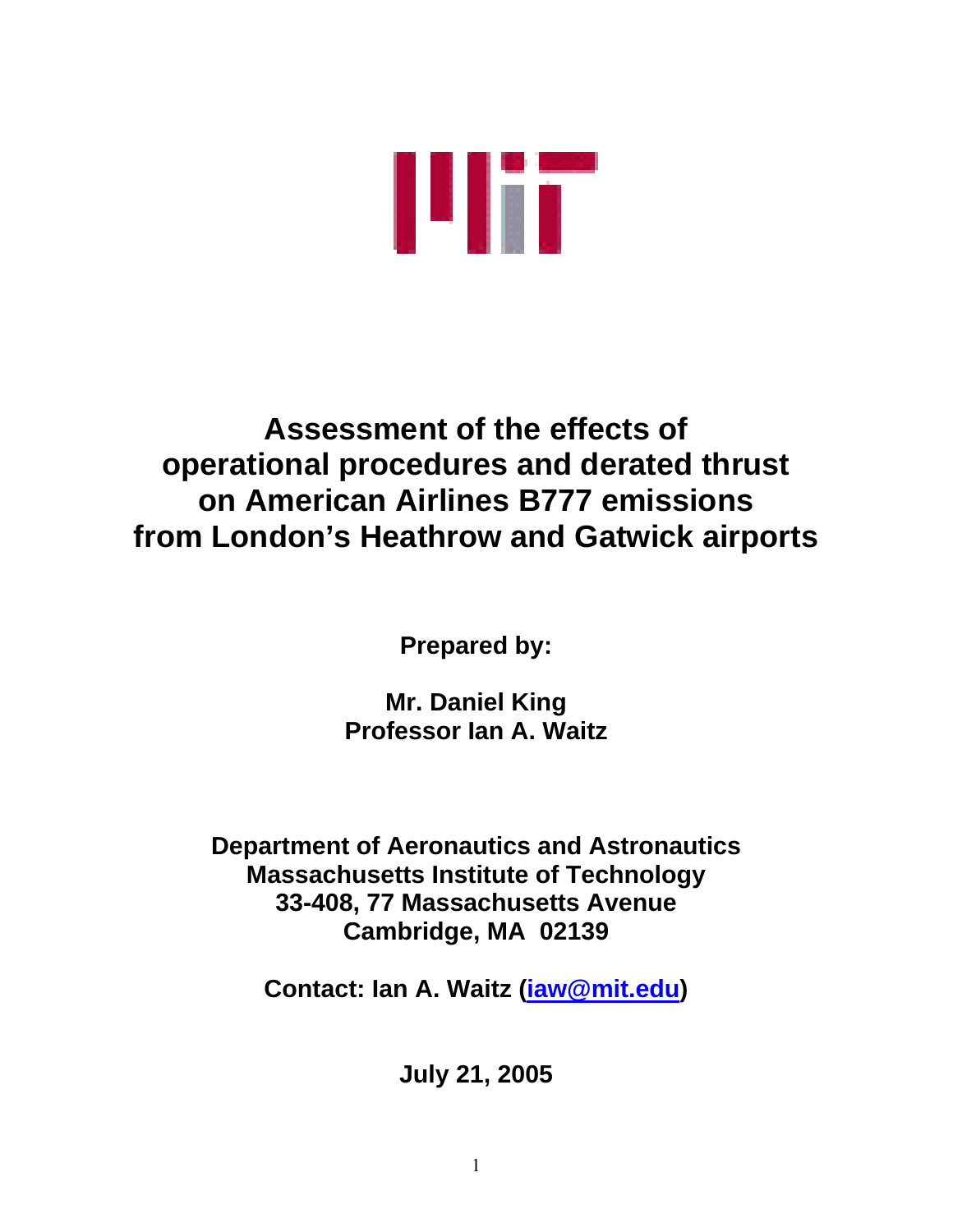# Assessment of the effects of operational procedures and derated thrust on American Airlines B777 emissions from London's Heathrow and Gatwick airports

**Prepared by:**

**Mr. Daniel King**
**Professor Ian A. Waitz**

**Department of Aeronautics and Astronautics**
**Massachusetts Institute of Technology**
**33-408, 77 Massachusetts Avenue**
**Cambridge, MA 02139**

**Contact: Ian A. Waitz (iaw@mit.edu)**

**July 21, 2005**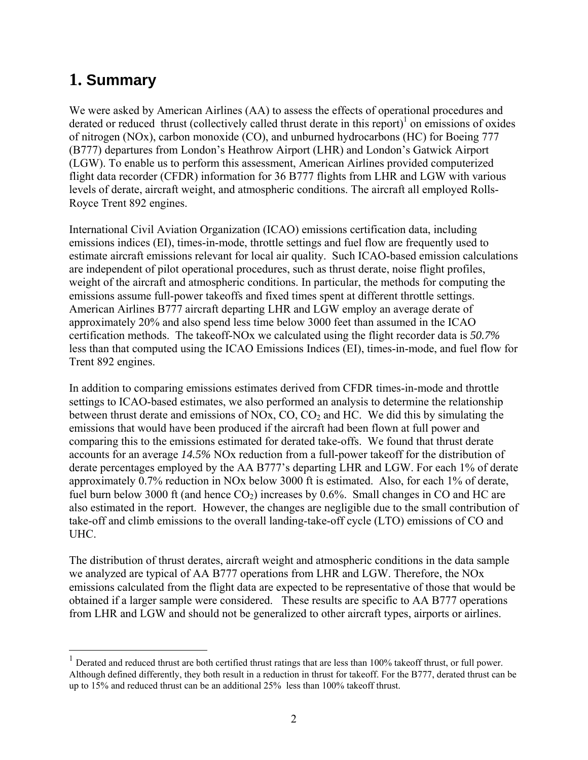# 1. Summary

We were asked by American Airlines (AA) to assess the effects of operational procedures and derated or reduced thrust (collectively called thrust derate in this report)[1] on emissions of oxides of nitrogen (NOx), carbon monoxide (CO), and unburned hydrocarbons (HC) for Boeing 777 (B777) departures from London's Heathrow Airport (LHR) and London's Gatwick Airport (LGW). To enable us to perform this assessment, American Airlines provided computerized flight data recorder (CFDR) information for 36 B777 flights from LHR and LGW with various levels of derate, aircraft weight, and atmospheric conditions. The aircraft all employed Rolls-Royce Trent 892 engines.

International Civil Aviation Organization (ICAO) emissions certification data, including emissions indices (EI), times-in-mode, throttle settings and fuel flow are frequently used to estimate aircraft emissions relevant for local air quality. Such ICAO-based emission calculations are independent of pilot operational procedures, such as thrust derate, noise flight profiles, weight of the aircraft and atmospheric conditions. In particular, the methods for computing the emissions assume full-power takeoffs and fixed times spent at different throttle settings. American Airlines B777 aircraft departing LHR and LGW employ an average derate of approximately 20% and also spend less time below 3000 feet than assumed in the ICAO certification methods. The takeoff-NOx we calculated using the flight recorder data is *50.7%* less than that computed using the ICAO Emissions Indices (EI), times-in-mode, and fuel flow for Trent 892 engines.

In addition to comparing emissions estimates derived from CFDR times-in-mode and throttle settings to ICAO-based estimates, we also performed an analysis to determine the relationship between thrust derate and emissions of NOx, CO, $CO_2$ and HC. We did this by simulating the emissions that would have been produced if the aircraft had been flown at full power and comparing this to the emissions estimated for derated take-offs. We found that thrust derate accounts for an average *14.5%* NOx reduction from a full-power takeoff for the distribution of derate percentages employed by the AA B777's departing LHR and LGW. For each 1% of derate approximately 0.7% reduction in NOx below 3000 ft is estimated. Also, for each 1% of derate, fuel burn below 3000 ft (and hence $CO_2$) increases by 0.6%. Small changes in CO and HC are also estimated in the report. However, the changes are negligible due to the small contribution of take-off and climb emissions to the overall landing-take-off cycle (LTO) emissions of CO and UHC.

The distribution of thrust derates, aircraft weight and atmospheric conditions in the data sample we analyzed are typical of AA B777 operations from LHR and LGW. Therefore, the NOx emissions calculated from the flight data are expected to be representative of those that would be obtained if a larger sample were considered. These results are specific to AA B777 operations from LHR and LGW and should not be generalized to other aircraft types, airports or airlines.

[1] Derated and reduced thrust are both certified thrust ratings that are less than 100% takeoff thrust, or full power. Although defined differently, they both result in a reduction in thrust for takeoff. For the B777, derated thrust can be up to 15% and reduced thrust can be an additional 25% less than 100% takeoff thrust.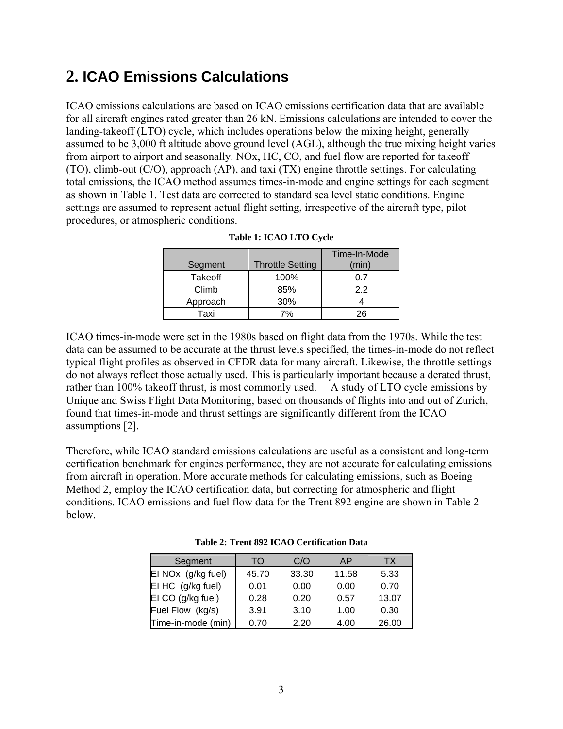## 2. ICAO Emissions Calculations

ICAO emissions calculations are based on ICAO emissions certification data that are available for all aircraft engines rated greater than 26 kN. Emissions calculations are intended to cover the landing-takeoff (LTO) cycle, which includes operations below the mixing height, generally assumed to be 3,000 ft altitude above ground level (AGL), although the true mixing height varies from airport to airport and seasonally. NOx, HC, CO, and fuel flow are reported for takeoff (TO), climb-out (C/O), approach (AP), and taxi (TX) engine throttle settings. For calculating total emissions, the ICAO method assumes times-in-mode and engine settings for each segment as shown in Table 1. Test data are corrected to standard sea level static conditions. Engine settings are assumed to represent actual flight setting, irrespective of the aircraft type, pilot procedures, or atmospheric conditions.

**Table 1: ICAO LTO Cycle**

| Segment | Throttle Setting | Time-In-Mode (min) |
|---|---|---|
| Takeoff | 100% | 0.7 |
| Climb | 85% | 2.2 |
| Approach | 30% | 4 |
| Taxi | 7% | 26 |

ICAO times-in-mode were set in the 1980s based on flight data from the 1970s. While the test data can be assumed to be accurate at the thrust levels specified, the times-in-mode do not reflect typical flight profiles as observed in CFDR data for many aircraft. Likewise, the throttle settings do not always reflect those actually used. This is particularly important because a derated thrust, rather than 100% takeoff thrust, is most commonly used. A study of LTO cycle emissions by Unique and Swiss Flight Data Monitoring, based on thousands of flights into and out of Zurich, found that times-in-mode and thrust settings are significantly different from the ICAO assumptions [2].

Therefore, while ICAO standard emissions calculations are useful as a consistent and long-term certification benchmark for engines performance, they are not accurate for calculating emissions from aircraft in operation. More accurate methods for calculating emissions, such as Boeing Method 2, employ the ICAO certification data, but correcting for atmospheric and flight conditions. ICAO emissions and fuel flow data for the Trent 892 engine are shown in Table 2 below.

**Table 2: Trent 892 ICAO Certification Data**

| Segment | TO | C/O | AP | TX |
|---|---|---|---|---|
| EI NOx (g/kg fuel) | 45.70 | 33.30 | 11.58 | 5.33 |
| EI HC (g/kg fuel) | 0.01 | 0.00 | 0.00 | 0.70 |
| EI CO (g/kg fuel) | 0.28 | 0.20 | 0.57 | 13.07 |
| Fuel Flow (kg/s) | 3.91 | 3.10 | 1.00 | 0.30 |
| Time-in-mode (min) | 0.70 | 2.20 | 4.00 | 26.00 |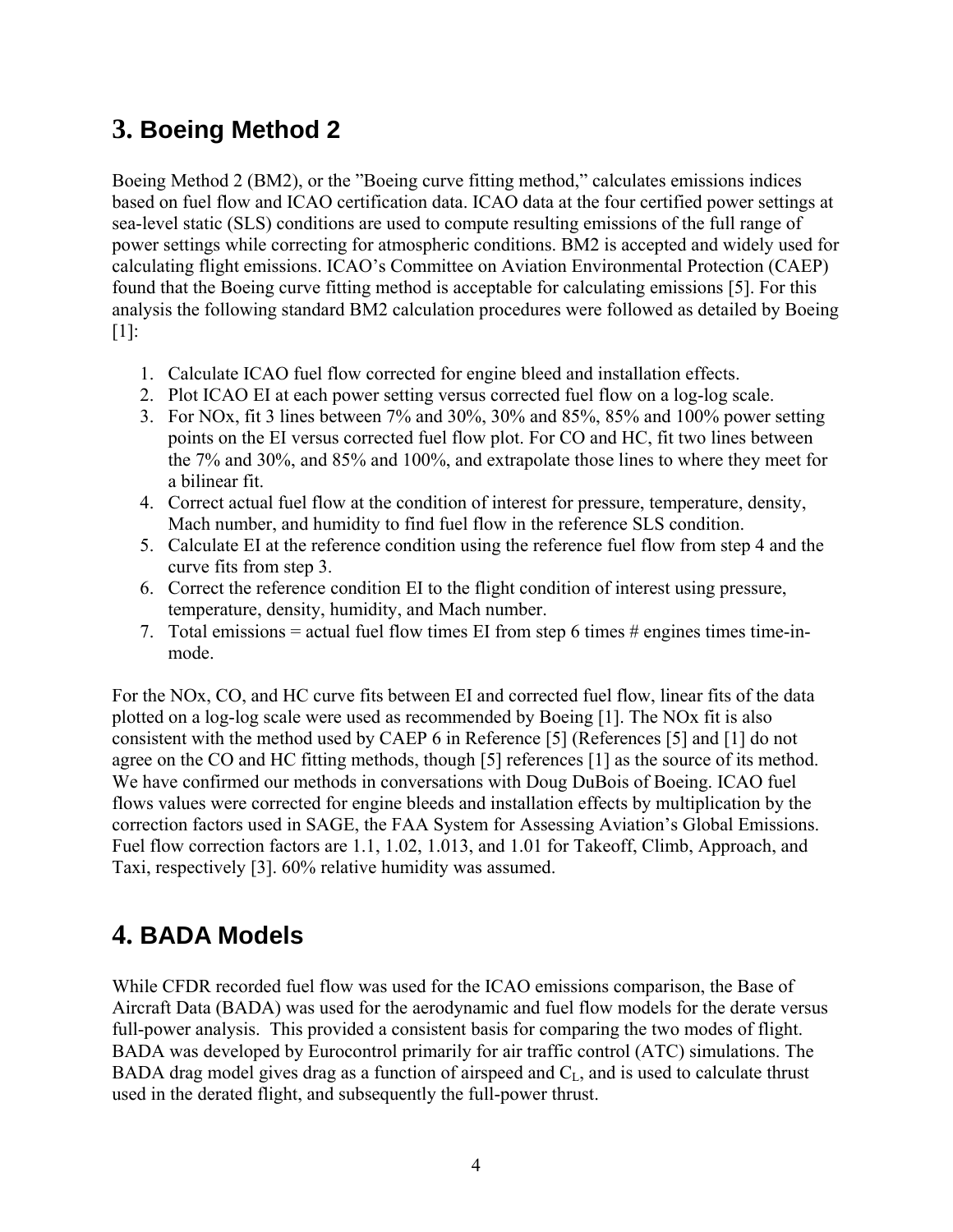# 3. Boeing Method 2

Boeing Method 2 (BM2), or the "Boeing curve fitting method," calculates emissions indices based on fuel flow and ICAO certification data. ICAO data at the four certified power settings at sea-level static (SLS) conditions are used to compute resulting emissions of the full range of power settings while correcting for atmospheric conditions. BM2 is accepted and widely used for calculating flight emissions. ICAO's Committee on Aviation Environmental Protection (CAEP) found that the Boeing curve fitting method is acceptable for calculating emissions [5]. For this analysis the following standard BM2 calculation procedures were followed as detailed by Boeing [1]:

1. Calculate ICAO fuel flow corrected for engine bleed and installation effects.
2. Plot ICAO EI at each power setting versus corrected fuel flow on a log-log scale.
3. For NOx, fit 3 lines between 7% and 30%, 30% and 85%, 85% and 100% power setting points on the EI versus corrected fuel flow plot. For CO and HC, fit two lines between the 7% and 30%, and 85% and 100%, and extrapolate those lines to where they meet for a bilinear fit.
4. Correct actual fuel flow at the condition of interest for pressure, temperature, density, Mach number, and humidity to find fuel flow in the reference SLS condition.
5. Calculate EI at the reference condition using the reference fuel flow from step 4 and the curve fits from step 3.
6. Correct the reference condition EI to the flight condition of interest using pressure, temperature, density, humidity, and Mach number.
7. Total emissions = actual fuel flow times EI from step 6 times # engines times time-in-mode.

For the NOx, CO, and HC curve fits between EI and corrected fuel flow, linear fits of the data plotted on a log-log scale were used as recommended by Boeing [1]. The NOx fit is also consistent with the method used by CAEP 6 in Reference [5] (References [5] and [1] do not agree on the CO and HC fitting methods, though [5] references [1] as the source of its method. We have confirmed our methods in conversations with Doug DuBois of Boeing. ICAO fuel flows values were corrected for engine bleeds and installation effects by multiplication by the correction factors used in SAGE, the FAA System for Assessing Aviation's Global Emissions. Fuel flow correction factors are 1.1, 1.02, 1.013, and 1.01 for Takeoff, Climb, Approach, and Taxi, respectively [3]. 60% relative humidity was assumed.

# 4. BADA Models

While CFDR recorded fuel flow was used for the ICAO emissions comparison, the Base of Aircraft Data (BADA) was used for the aerodynamic and fuel flow models for the derate versus full-power analysis. This provided a consistent basis for comparing the two modes of flight. BADA was developed by Eurocontrol primarily for air traffic control (ATC) simulations. The BADA drag model gives drag as a function of airspeed and $C_L$, and is used to calculate thrust used in the derated flight, and subsequently the full-power thrust.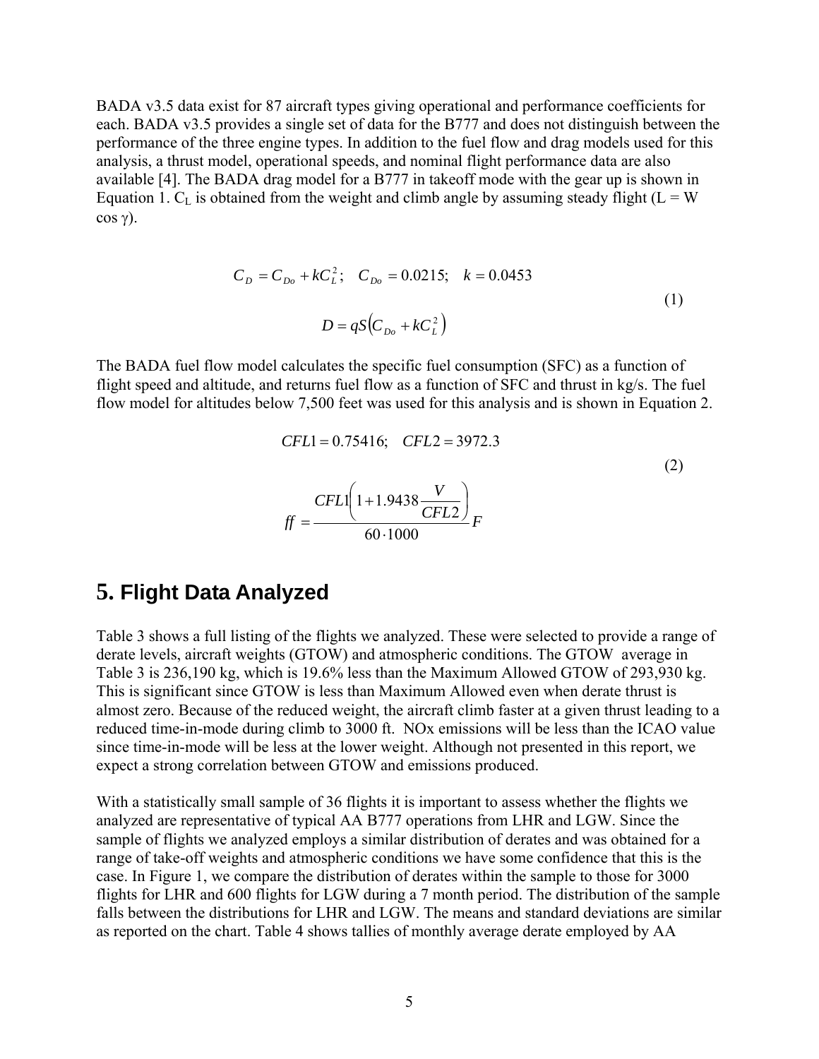BADA v3.5 data exist for 87 aircraft types giving operational and performance coefficients for each. BADA v3.5 provides a single set of data for the B777 and does not distinguish between the performance of the three engine types. In addition to the fuel flow and drag models used for this analysis, a thrust model, operational speeds, and nominal flight performance data are also available [4]. The BADA drag model for a B777 in takeoff mode with the gear up is shown in Equation 1. $C_L$ is obtained from the weight and climb angle by assuming steady flight ($L = W \cos \gamma$).

$$
\begin{gathered}
C_D = C_{Do} + kC_L^2; \quad C_{Do} = 0.0215; \quad k = 0.0453 \\
D = qS\left(C_{Do} + kC_L^2\right)
\end{gathered}
\tag{1}
$$

The BADA fuel flow model calculates the specific fuel consumption (SFC) as a function of flight speed and altitude, and returns fuel flow as a function of SFC and thrust in kg/s. The fuel flow model for altitudes below 7,500 feet was used for this analysis and is shown in Equation 2.

$$
\begin{gathered}
CFL1 = 0.75416; \quad CFL2 = 3972.3 \\
ff = \frac{CFL1\left(1 + 1.9438\dfrac{V}{CFL2}\right)}{60 \cdot 1000} F
\end{gathered}
\tag{2}
$$

## 5. Flight Data Analyzed

Table 3 shows a full listing of the flights we analyzed. These were selected to provide a range of derate levels, aircraft weights (GTOW) and atmospheric conditions. The GTOW average in Table 3 is 236,190 kg, which is 19.6% less than the Maximum Allowed GTOW of 293,930 kg. This is significant since GTOW is less than Maximum Allowed even when derate thrust is almost zero. Because of the reduced weight, the aircraft climb faster at a given thrust leading to a reduced time-in-mode during climb to 3000 ft. NOx emissions will be less than the ICAO value since time-in-mode will be less at the lower weight. Although not presented in this report, we expect a strong correlation between GTOW and emissions produced.

With a statistically small sample of 36 flights it is important to assess whether the flights we analyzed are representative of typical AA B777 operations from LHR and LGW. Since the sample of flights we analyzed employs a similar distribution of derates and was obtained for a range of take-off weights and atmospheric conditions we have some confidence that this is the case. In Figure 1, we compare the distribution of derates within the sample to those for 3000 flights for LHR and 600 flights for LGW during a 7 month period. The distribution of the sample falls between the distributions for LHR and LGW. The means and standard deviations are similar as reported on the chart. Table 4 shows tallies of monthly average derate employed by AA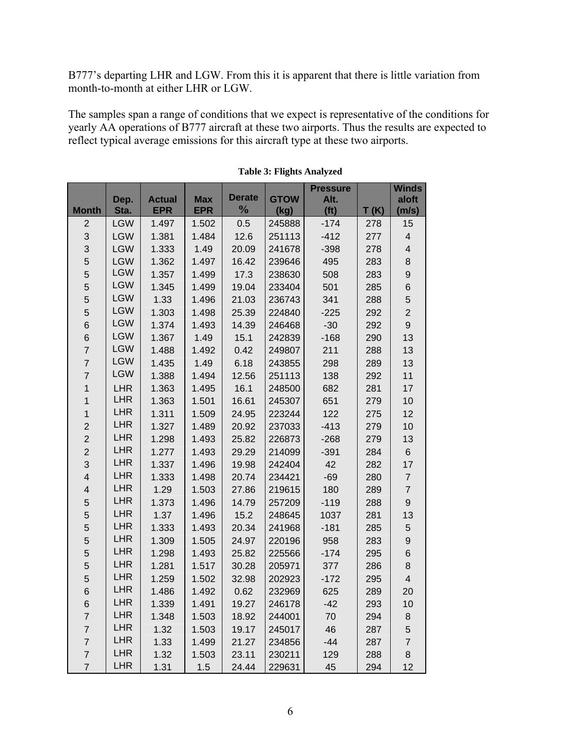B777's departing LHR and LGW. From this it is apparent that there is little variation from month-to-month at either LHR or LGW.

The samples span a range of conditions that we expect is representative of the conditions for yearly AA operations of B777 aircraft at these two airports. Thus the results are expected to reflect typical average emissions for this aircraft type at these two airports.

**Table 3: Flights Analyzed**

| Month | Dep. Sta. | Actual EPR | Max EPR | Derate % | GTOW (kg) | Pressure Alt. (ft) | T (K) | Winds aloft (m/s) |
|---|---|---|---|---|---|---|---|---|
| 2 | LGW | 1.497 | 1.502 | 0.5 | 245888 | -174 | 278 | 15 |
| 3 | LGW | 1.381 | 1.484 | 12.6 | 251113 | -412 | 277 | 4 |
| 3 | LGW | 1.333 | 1.49 | 20.09 | 241678 | -398 | 278 | 4 |
| 5 | LGW | 1.362 | 1.497 | 16.42 | 239646 | 495 | 283 | 8 |
| 5 | LGW | 1.357 | 1.499 | 17.3 | 238630 | 508 | 283 | 9 |
| 5 | LGW | 1.345 | 1.499 | 19.04 | 233404 | 501 | 285 | 6 |
| 5 | LGW | 1.33 | 1.496 | 21.03 | 236743 | 341 | 288 | 5 |
| 5 | LGW | 1.303 | 1.498 | 25.39 | 224840 | -225 | 292 | 2 |
| 6 | LGW | 1.374 | 1.493 | 14.39 | 246468 | -30 | 292 | 9 |
| 6 | LGW | 1.367 | 1.49 | 15.1 | 242839 | -168 | 290 | 13 |
| 7 | LGW | 1.488 | 1.492 | 0.42 | 249807 | 211 | 288 | 13 |
| 7 | LGW | 1.435 | 1.49 | 6.18 | 243855 | 298 | 289 | 13 |
| 7 | LGW | 1.388 | 1.494 | 12.56 | 251113 | 138 | 292 | 11 |
| 1 | LHR | 1.363 | 1.495 | 16.1 | 248500 | 682 | 281 | 17 |
| 1 | LHR | 1.363 | 1.501 | 16.61 | 245307 | 651 | 279 | 10 |
| 1 | LHR | 1.311 | 1.509 | 24.95 | 223244 | 122 | 275 | 12 |
| 2 | LHR | 1.327 | 1.489 | 20.92 | 237033 | -413 | 279 | 10 |
| 2 | LHR | 1.298 | 1.493 | 25.82 | 226873 | -268 | 279 | 13 |
| 2 | LHR | 1.277 | 1.493 | 29.29 | 214099 | -391 | 284 | 6 |
| 3 | LHR | 1.337 | 1.496 | 19.98 | 242404 | 42 | 282 | 17 |
| 4 | LHR | 1.333 | 1.498 | 20.74 | 234421 | -69 | 280 | 7 |
| 4 | LHR | 1.29 | 1.503 | 27.86 | 219615 | 180 | 289 | 7 |
| 5 | LHR | 1.373 | 1.496 | 14.79 | 257209 | -119 | 288 | 9 |
| 5 | LHR | 1.37 | 1.496 | 15.2 | 248645 | 1037 | 281 | 13 |
| 5 | LHR | 1.333 | 1.493 | 20.34 | 241968 | -181 | 285 | 5 |
| 5 | LHR | 1.309 | 1.505 | 24.97 | 220196 | 958 | 283 | 9 |
| 5 | LHR | 1.298 | 1.493 | 25.82 | 225566 | -174 | 295 | 6 |
| 5 | LHR | 1.281 | 1.517 | 30.28 | 205971 | 377 | 286 | 8 |
| 5 | LHR | 1.259 | 1.502 | 32.98 | 202923 | -172 | 295 | 4 |
| 6 | LHR | 1.486 | 1.492 | 0.62 | 232969 | 625 | 289 | 20 |
| 6 | LHR | 1.339 | 1.491 | 19.27 | 246178 | -42 | 293 | 10 |
| 7 | LHR | 1.348 | 1.503 | 18.92 | 244001 | 70 | 294 | 8 |
| 7 | LHR | 1.32 | 1.503 | 19.17 | 245017 | 46 | 287 | 5 |
| 7 | LHR | 1.33 | 1.499 | 21.27 | 234856 | -44 | 287 | 7 |
| 7 | LHR | 1.32 | 1.503 | 23.11 | 230211 | 129 | 288 | 8 |
| 7 | LHR | 1.31 | 1.5 | 24.44 | 229631 | 45 | 294 | 12 |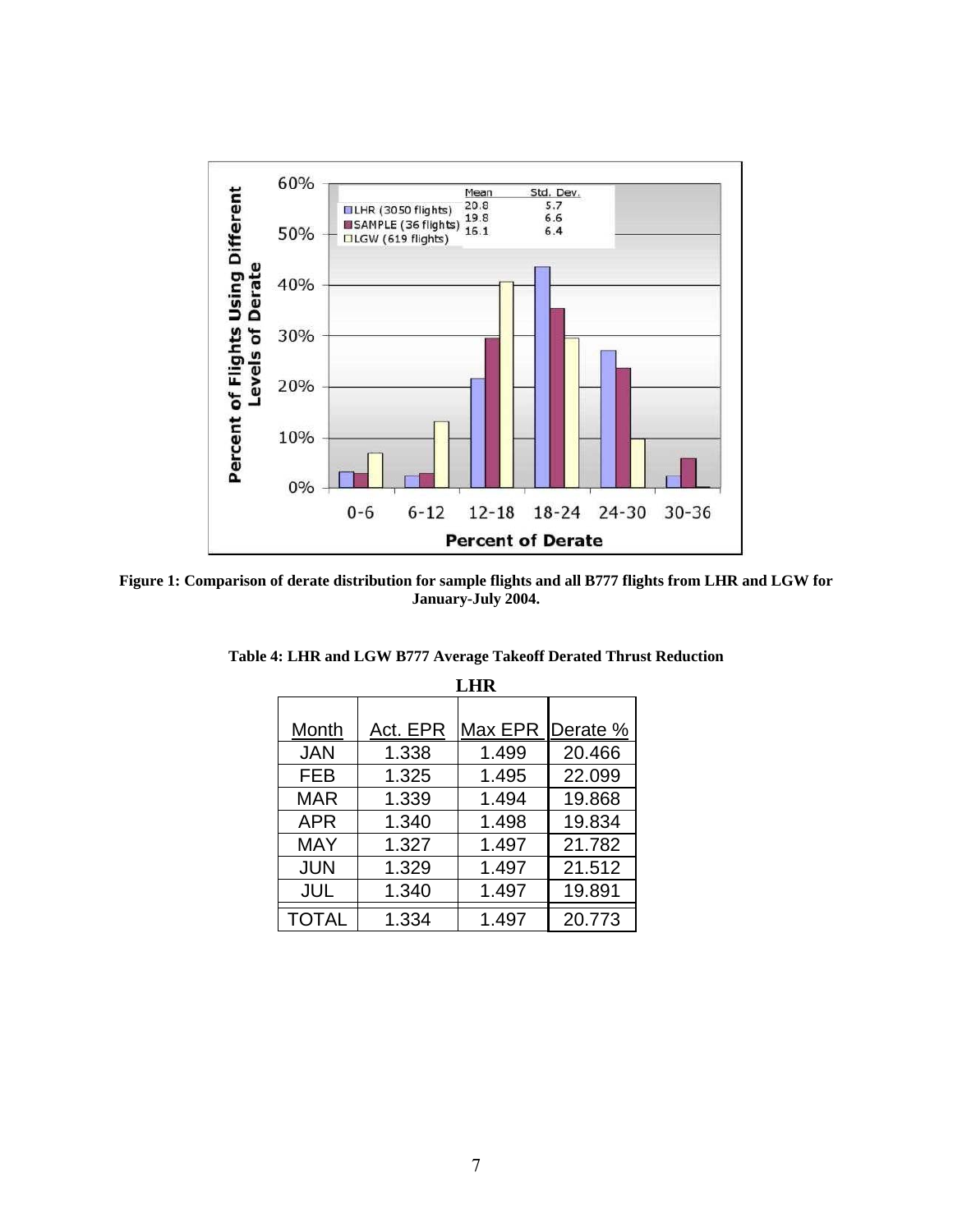**Figure 1: Comparison of derate distribution for sample flights and all B777 flights from LHR and LGW for January-July 2004.**

**Table 4: LHR and LGW B777 Average Takeoff Derated Thrust Reduction**

**LHR**

| Month | Act. EPR | Max EPR | Derate % |
|---|---|---|---|
| JAN | 1.338 | 1.499 | 20.466 |
| FEB | 1.325 | 1.495 | 22.099 |
| MAR | 1.339 | 1.494 | 19.868 |
| APR | 1.340 | 1.498 | 19.834 |
| MAY | 1.327 | 1.497 | 21.782 |
| JUN | 1.329 | 1.497 | 21.512 |
| JUL | 1.340 | 1.497 | 19.891 |
| TOTAL | 1.334 | 1.497 | 20.773 |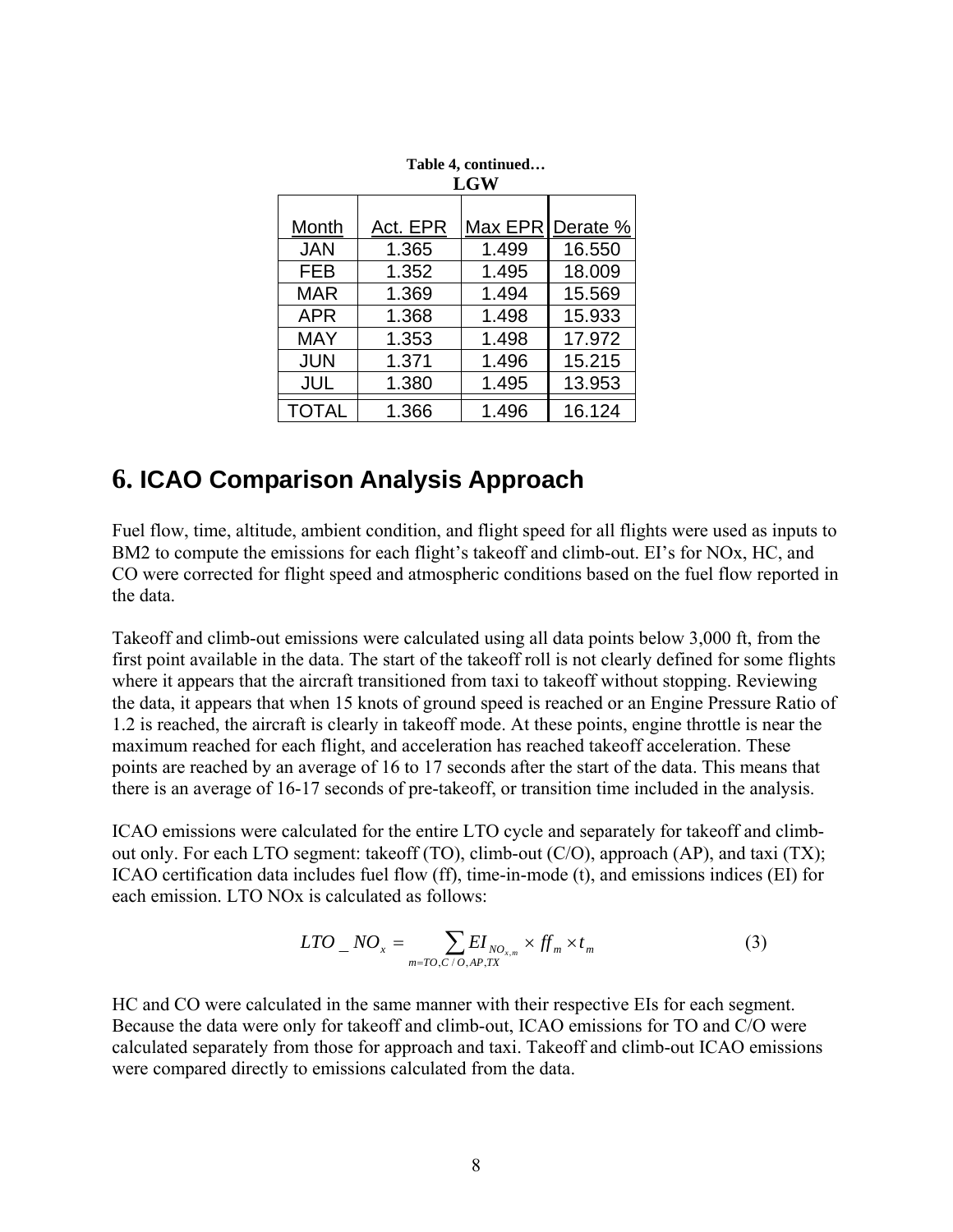**Table 4, continued…**

**LGW**

| Month | Act. EPR | Max EPR | Derate % |
|---|---|---|---|
| JAN | 1.365 | 1.499 | 16.550 |
| FEB | 1.352 | 1.495 | 18.009 |
| MAR | 1.369 | 1.494 | 15.569 |
| APR | 1.368 | 1.498 | 15.933 |
| MAY | 1.353 | 1.498 | 17.972 |
| JUN | 1.371 | 1.496 | 15.215 |
| JUL | 1.380 | 1.495 | 13.953 |
| TOTAL | 1.366 | 1.496 | 16.124 |

## 6. ICAO Comparison Analysis Approach

Fuel flow, time, altitude, ambient condition, and flight speed for all flights were used as inputs to BM2 to compute the emissions for each flight's takeoff and climb-out. EI's for NOx, HC, and CO were corrected for flight speed and atmospheric conditions based on the fuel flow reported in the data.

Takeoff and climb-out emissions were calculated using all data points below 3,000 ft, from the first point available in the data. The start of the takeoff roll is not clearly defined for some flights where it appears that the aircraft transitioned from taxi to takeoff without stopping. Reviewing the data, it appears that when 15 knots of ground speed is reached or an Engine Pressure Ratio of 1.2 is reached, the aircraft is clearly in takeoff mode. At these points, engine throttle is near the maximum reached for each flight, and acceleration has reached takeoff acceleration. These points are reached by an average of 16 to 17 seconds after the start of the data. This means that there is an average of 16-17 seconds of pre-takeoff, or transition time included in the analysis.

ICAO emissions were calculated for the entire LTO cycle and separately for takeoff and climb-out only. For each LTO segment: takeoff (TO), climb-out (C/O), approach (AP), and taxi (TX); ICAO certification data includes fuel flow (ff), time-in-mode (t), and emissions indices (EI) for each emission. LTO NOx is calculated as follows:

$$LTO\_NO_x = \sum_{m=TO,C/O,AP,TX} EI_{NO_{x,m}} \times ff_m \times t_m \qquad (3)$$

HC and CO were calculated in the same manner with their respective EIs for each segment. Because the data were only for takeoff and climb-out, ICAO emissions for TO and C/O were calculated separately from those for approach and taxi. Takeoff and climb-out ICAO emissions were compared directly to emissions calculated from the data.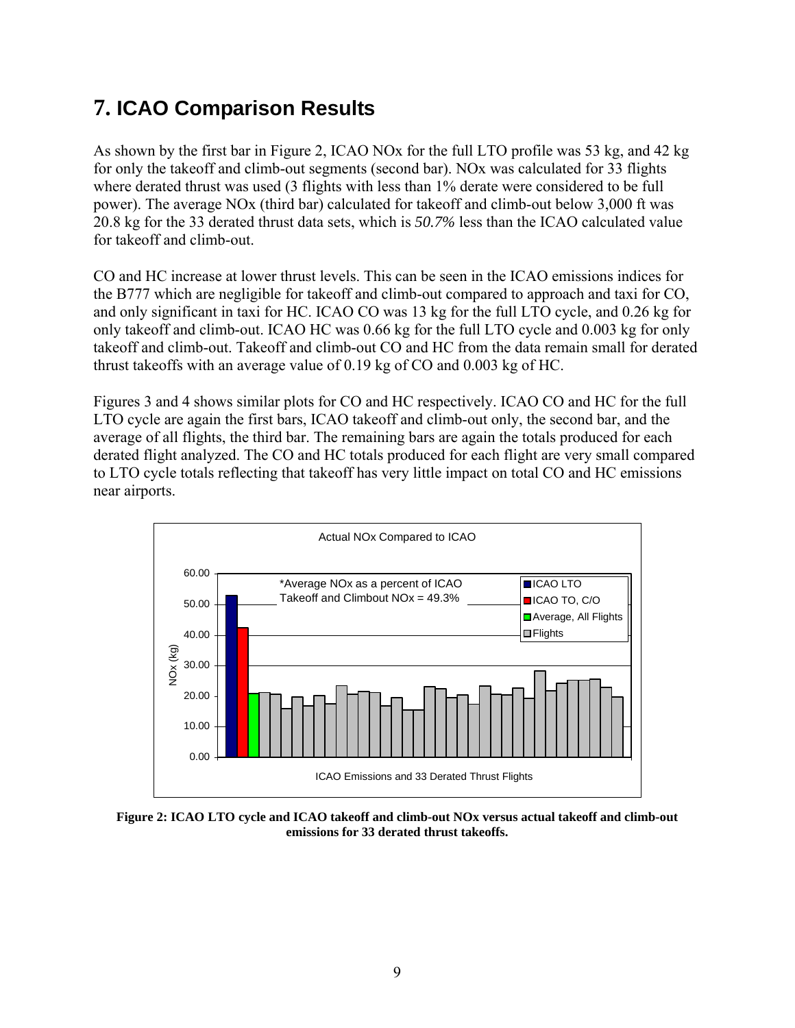# 7. ICAO Comparison Results

As shown by the first bar in Figure 2, ICAO NOx for the full LTO profile was 53 kg, and 42 kg for only the takeoff and climb-out segments (second bar). NOx was calculated for 33 flights where derated thrust was used (3 flights with less than 1% derate were considered to be full power). The average NOx (third bar) calculated for takeoff and climb-out below 3,000 ft was 20.8 kg for the 33 derated thrust data sets, which is *50.7%* less than the ICAO calculated value for takeoff and climb-out.

CO and HC increase at lower thrust levels. This can be seen in the ICAO emissions indices for the B777 which are negligible for takeoff and climb-out compared to approach and taxi for CO, and only significant in taxi for HC. ICAO CO was 13 kg for the full LTO cycle, and 0.26 kg for only takeoff and climb-out. ICAO HC was 0.66 kg for the full LTO cycle and 0.003 kg for only takeoff and climb-out. Takeoff and climb-out CO and HC from the data remain small for derated thrust takeoffs with an average value of 0.19 kg of CO and 0.003 kg of HC.

Figures 3 and 4 shows similar plots for CO and HC respectively. ICAO CO and HC for the full LTO cycle are again the first bars, ICAO takeoff and climb-out only, the second bar, and the average of all flights, the third bar. The remaining bars are again the totals produced for each derated flight analyzed. The CO and HC totals produced for each flight are very small compared to LTO cycle totals reflecting that takeoff has very little impact on total CO and HC emissions near airports.

**Figure 2: ICAO LTO cycle and ICAO takeoff and climb-out NOx versus actual takeoff and climb-out emissions for 33 derated thrust takeoffs.**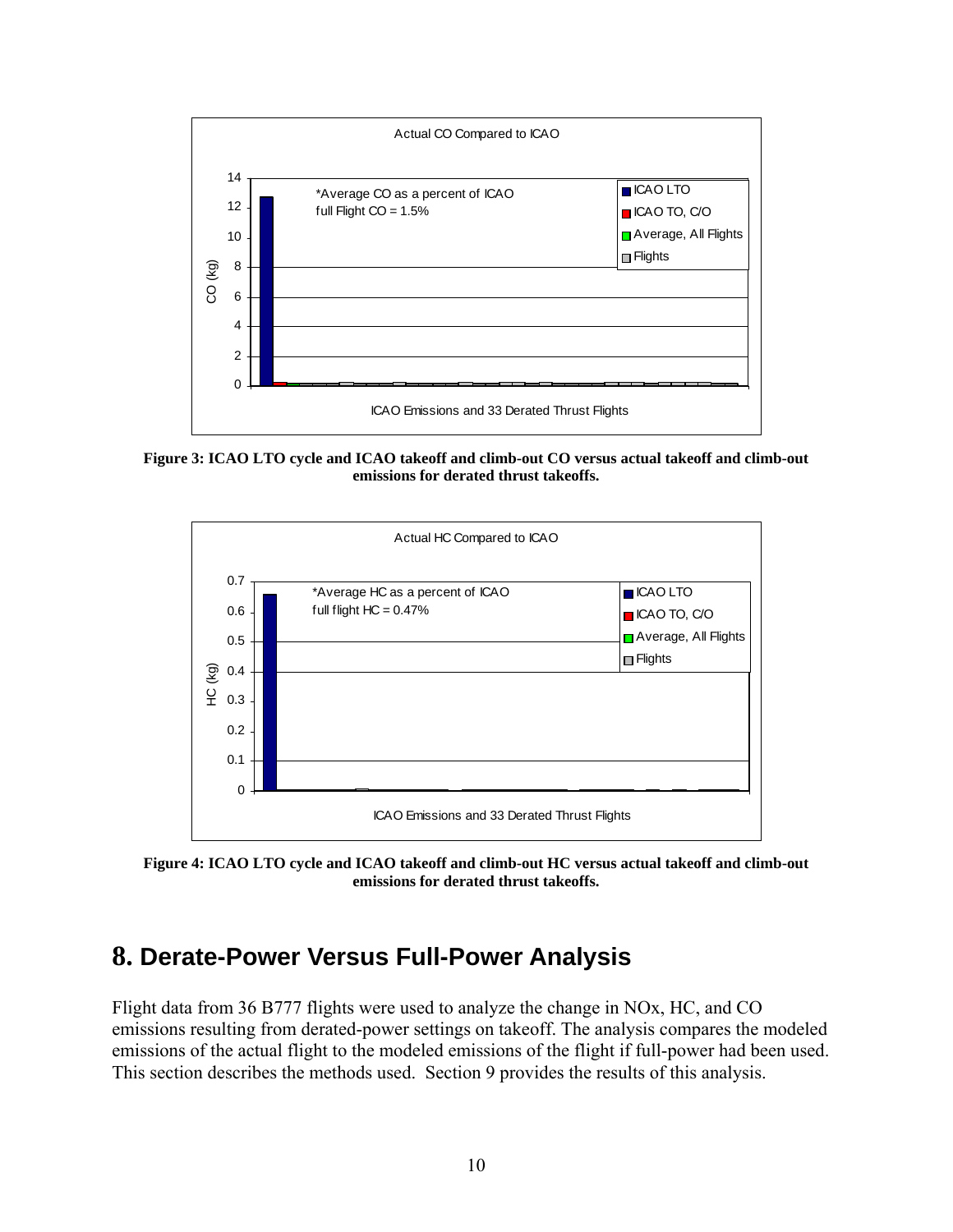**Figure 3: ICAO LTO cycle and ICAO takeoff and climb-out CO versus actual takeoff and climb-out emissions for derated thrust takeoffs.**

**Figure 4: ICAO LTO cycle and ICAO takeoff and climb-out HC versus actual takeoff and climb-out emissions for derated thrust takeoffs.**

# 8. Derate-Power Versus Full-Power Analysis

Flight data from 36 B777 flights were used to analyze the change in NOx, HC, and CO emissions resulting from derated-power settings on takeoff. The analysis compares the modeled emissions of the actual flight to the modeled emissions of the flight if full-power had been used. This section describes the methods used. Section 9 provides the results of this analysis.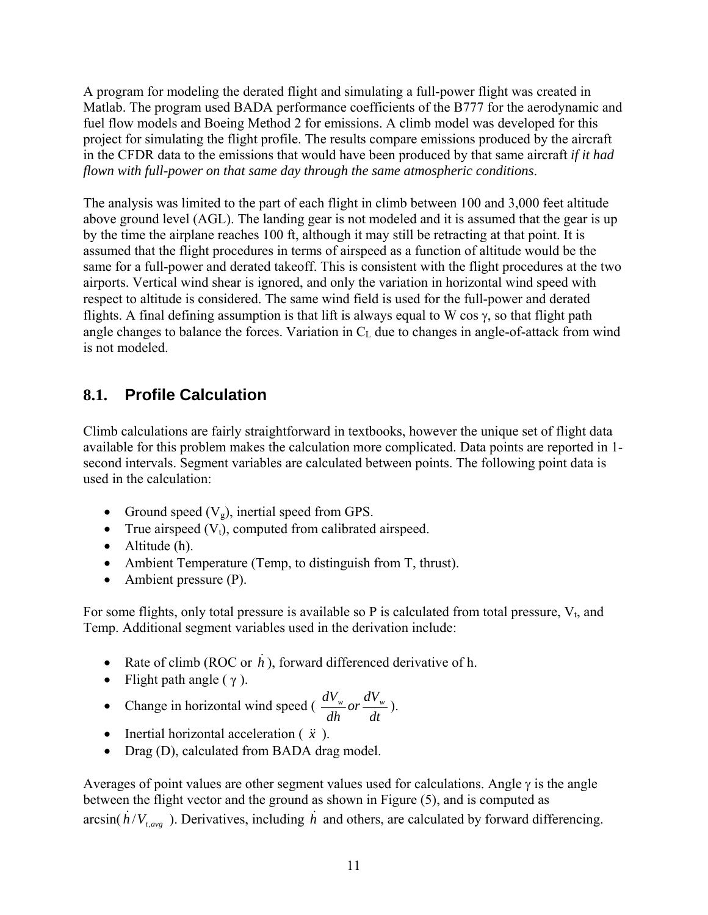A program for modeling the derated flight and simulating a full-power flight was created in Matlab. The program used BADA performance coefficients of the B777 for the aerodynamic and fuel flow models and Boeing Method 2 for emissions. A climb model was developed for this project for simulating the flight profile. The results compare emissions produced by the aircraft in the CFDR data to the emissions that would have been produced by that same aircraft *if it had flown with full-power on that same day through the same atmospheric conditions*.

The analysis was limited to the part of each flight in climb between 100 and 3,000 feet altitude above ground level (AGL). The landing gear is not modeled and it is assumed that the gear is up by the time the airplane reaches 100 ft, although it may still be retracting at that point. It is assumed that the flight procedures in terms of airspeed as a function of altitude would be the same for a full-power and derated takeoff. This is consistent with the flight procedures at the two airports. Vertical wind shear is ignored, and only the variation in horizontal wind speed with respect to altitude is considered. The same wind field is used for the full-power and derated flights. A final defining assumption is that lift is always equal to W cos $\gamma$, so that flight path angle changes to balance the forces. Variation in $C_L$ due to changes in angle-of-attack from wind is not modeled.

## 8.1. Profile Calculation

Climb calculations are fairly straightforward in textbooks, however the unique set of flight data available for this problem makes the calculation more complicated. Data points are reported in 1-second intervals. Segment variables are calculated between points. The following point data is used in the calculation:

- Ground speed ($V_g$), inertial speed from GPS.
- True airspeed ($V_t$), computed from calibrated airspeed.
- Altitude (h).
- Ambient Temperature (Temp, to distinguish from T, thrust).
- Ambient pressure (P).

For some flights, only total pressure is available so P is calculated from total pressure, $V_t$, and Temp. Additional segment variables used in the derivation include:

- Rate of climb (ROC or $\dot{h}$), forward differenced derivative of h.
- Flight path angle ( $\gamma$ ).
- Change in horizontal wind speed ( $\frac{dV_w}{dh}$ or $\frac{dV_w}{dt}$ ).
- Inertial horizontal acceleration ( $\ddot{x}$ ).
- Drag (D), calculated from BADA drag model.

Averages of point values are other segment values used for calculations. Angle $\gamma$ is the angle between the flight vector and the ground as shown in Figure (5), and is computed as arcsin( $\dot{h}/V_{t,avg}$ ). Derivatives, including $\dot{h}$ and others, are calculated by forward differencing.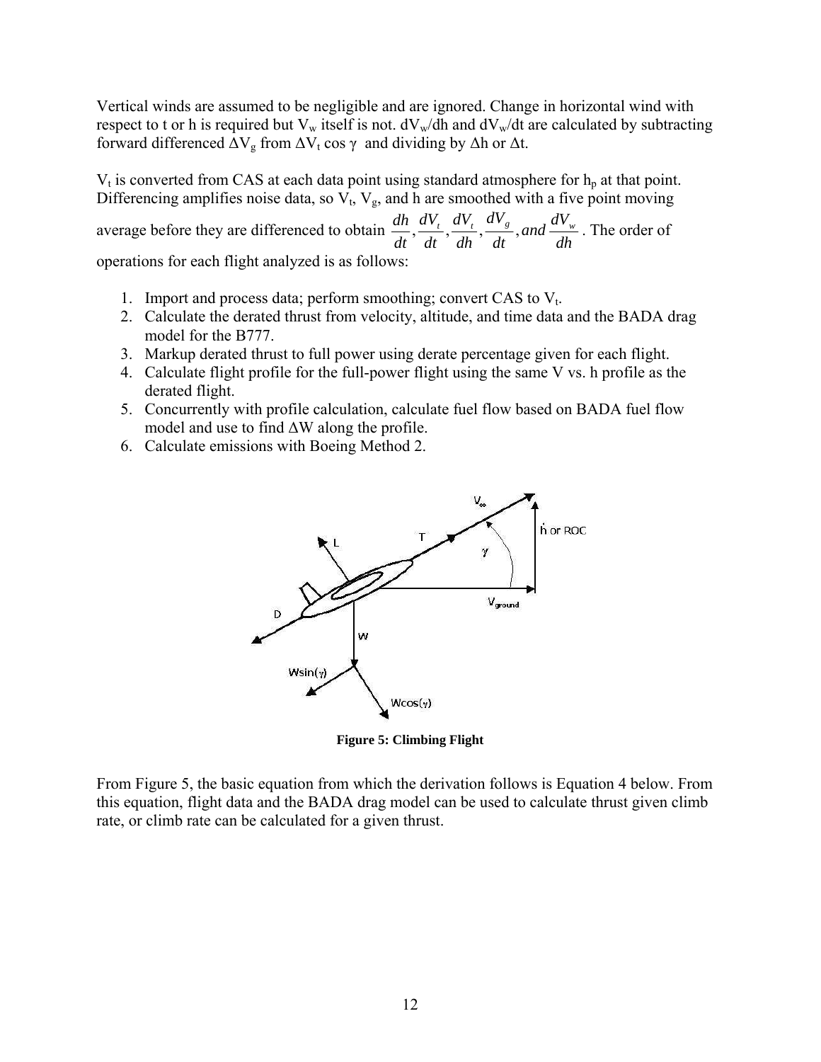Vertical winds are assumed to be negligible and are ignored. Change in horizontal wind with respect to t or h is required but $V_w$ itself is not. $dV_w/dh$ and $dV_w/dt$ are calculated by subtracting forward differenced $\Delta V_g$ from $\Delta V_t \cos\gamma$ and dividing by $\Delta h$ or $\Delta t$.

$V_t$ is converted from CAS at each data point using standard atmosphere for $h_p$ at that point. Differencing amplifies noise data, so $V_t$, $V_g$, and h are smoothed with a five point moving average before they are differenced to obtain $\frac{dh}{dt}, \frac{dV_t}{dt}, \frac{dV_t}{dh}, \frac{dV_g}{dt}, and\ \frac{dV_w}{dh}$. The order of operations for each flight analyzed is as follows:

1. Import and process data; perform smoothing; convert CAS to $V_t$.
2. Calculate the derated thrust from velocity, altitude, and time data and the BADA drag model for the B777.
3. Markup derated thrust to full power using derate percentage given for each flight.
4. Calculate flight profile for the full-power flight using the same V vs. h profile as the derated flight.
5. Concurrently with profile calculation, calculate fuel flow based on BADA fuel flow model and use to find $\Delta W$ along the profile.
6. Calculate emissions with Boeing Method 2.

**Figure 5: Climbing Flight**

From Figure 5, the basic equation from which the derivation follows is Equation 4 below. From this equation, flight data and the BADA drag model can be used to calculate thrust given climb rate, or climb rate can be calculated for a given thrust.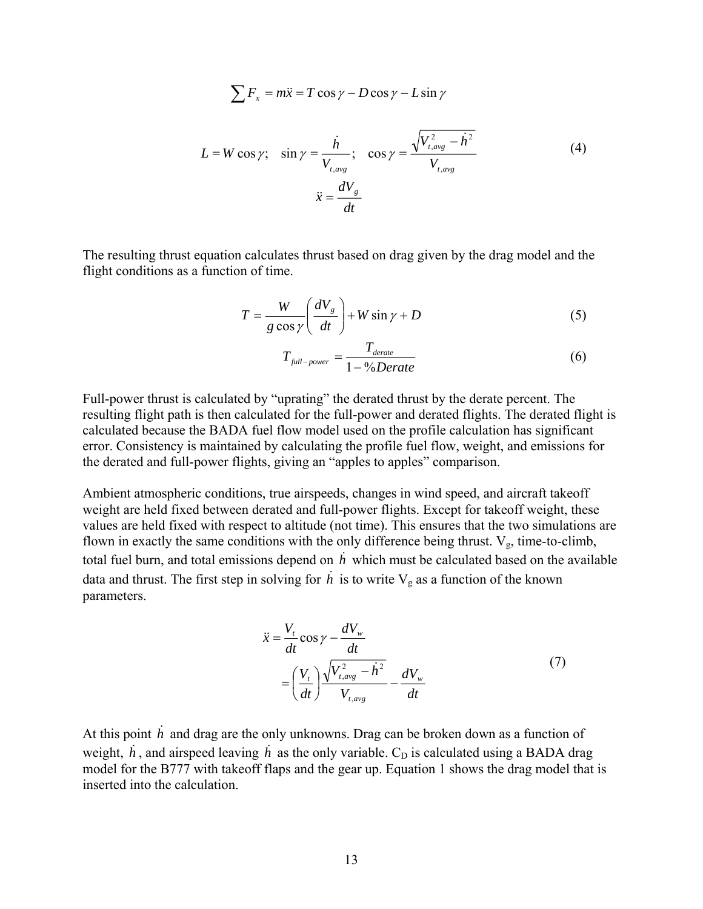$$\sum F_x = m\ddot{x} = T\cos\gamma - D\cos\gamma - L\sin\gamma$$

$$L = W\cos\gamma; \quad \sin\gamma = \frac{\dot{h}}{V_{t,avg}}; \quad \cos\gamma = \frac{\sqrt{V_{t,avg}^2 - \dot{h}^2}}{V_{t,avg}} \tag{4}$$

$$\ddot{x} = \frac{dV_g}{dt}$$

The resulting thrust equation calculates thrust based on drag given by the drag model and the flight conditions as a function of time.

$$T = \frac{W}{g\cos\gamma}\left(\frac{dV_g}{dt}\right) + W\sin\gamma + D \tag{5}$$

$$T_{full-power} = \frac{T_{derate}}{1 - \%Derate} \tag{6}$$

Full-power thrust is calculated by "uprating" the derated thrust by the derate percent. The resulting flight path is then calculated for the full-power and derated flights. The derated flight is calculated because the BADA fuel flow model used on the profile calculation has significant error. Consistency is maintained by calculating the profile fuel flow, weight, and emissions for the derated and full-power flights, giving an "apples to apples" comparison.

Ambient atmospheric conditions, true airspeeds, changes in wind speed, and aircraft takeoff weight are held fixed between derated and full-power flights. Except for takeoff weight, these values are held fixed with respect to altitude (not time). This ensures that the two simulations are flown in exactly the same conditions with the only difference being thrust. $V_g$, time-to-climb, total fuel burn, and total emissions depend on $\dot{h}$ which must be calculated based on the available data and thrust. The first step in solving for $\dot{h}$ is to write $V_g$ as a function of the known parameters.

$$\begin{aligned} \ddot{x} &= \frac{V_t}{dt}\cos\gamma - \frac{dV_w}{dt} \\ &= \left(\frac{V_t}{dt}\right)\frac{\sqrt{V_{t,avg}^2 - \dot{h}^2}}{V_{t,avg}} - \frac{dV_w}{dt} \end{aligned} \tag{7}$$

At this point $\dot{h}$ and drag are the only unknowns. Drag can be broken down as a function of weight, $\dot{h}$, and airspeed leaving $\dot{h}$ as the only variable. $C_D$ is calculated using a BADA drag model for the B777 with takeoff flaps and the gear up. Equation 1 shows the drag model that is inserted into the calculation.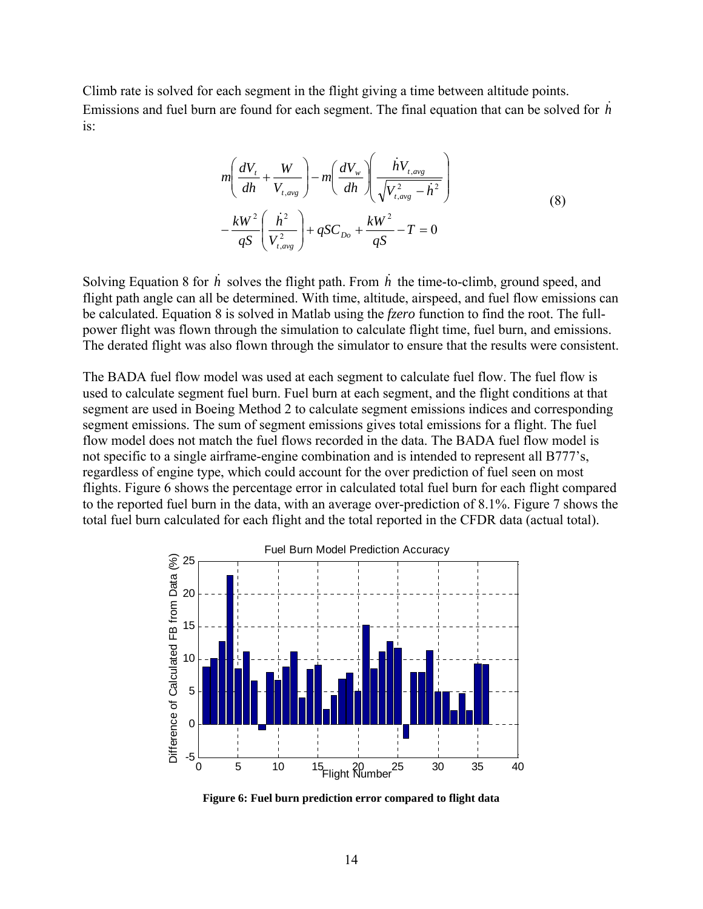Climb rate is solved for each segment in the flight giving a time between altitude points. Emissions and fuel burn are found for each segment. The final equation that can be solved for $\dot{h}$ is:

$$
m\left(\frac{dV_t}{dh}+\frac{W}{V_{t,avg}}\right)-m\left(\frac{dV_w}{dh}\right)\left(\frac{\dot{h}V_{t,avg}}{\sqrt{V_{t,avg}^2-\dot{h}^2}}\right)
-\frac{kW^2}{qS}\left(\frac{\dot{h}^2}{V_{t,avg}^2}\right)+qSC_{Do}+\frac{kW^2}{qS}-T=0 \quad (8)
$$

Solving Equation 8 for $\dot{h}$ solves the flight path. From $\dot{h}$ the time-to-climb, ground speed, and flight path angle can all be determined. With time, altitude, airspeed, and fuel flow emissions can be calculated. Equation 8 is solved in Matlab using the *fzero* function to find the root. The full-power flight was flown through the simulation to calculate flight time, fuel burn, and emissions. The derated flight was also flown through the simulator to ensure that the results were consistent.

The BADA fuel flow model was used at each segment to calculate fuel flow. The fuel flow is used to calculate segment fuel burn. Fuel burn at each segment, and the flight conditions at that segment are used in Boeing Method 2 to calculate segment emissions indices and corresponding segment emissions. The sum of segment emissions gives total emissions for a flight. The fuel flow model does not match the fuel flows recorded in the data. The BADA fuel flow model is not specific to a single airframe-engine combination and is intended to represent all B777's, regardless of engine type, which could account for the over prediction of fuel seen on most flights. Figure 6 shows the percentage error in calculated total fuel burn for each flight compared to the reported fuel burn in the data, with an average over-prediction of 8.1%. Figure 7 shows the total fuel burn calculated for each flight and the total reported in the CFDR data (actual total).

**Figure 6: Fuel burn prediction error compared to flight data**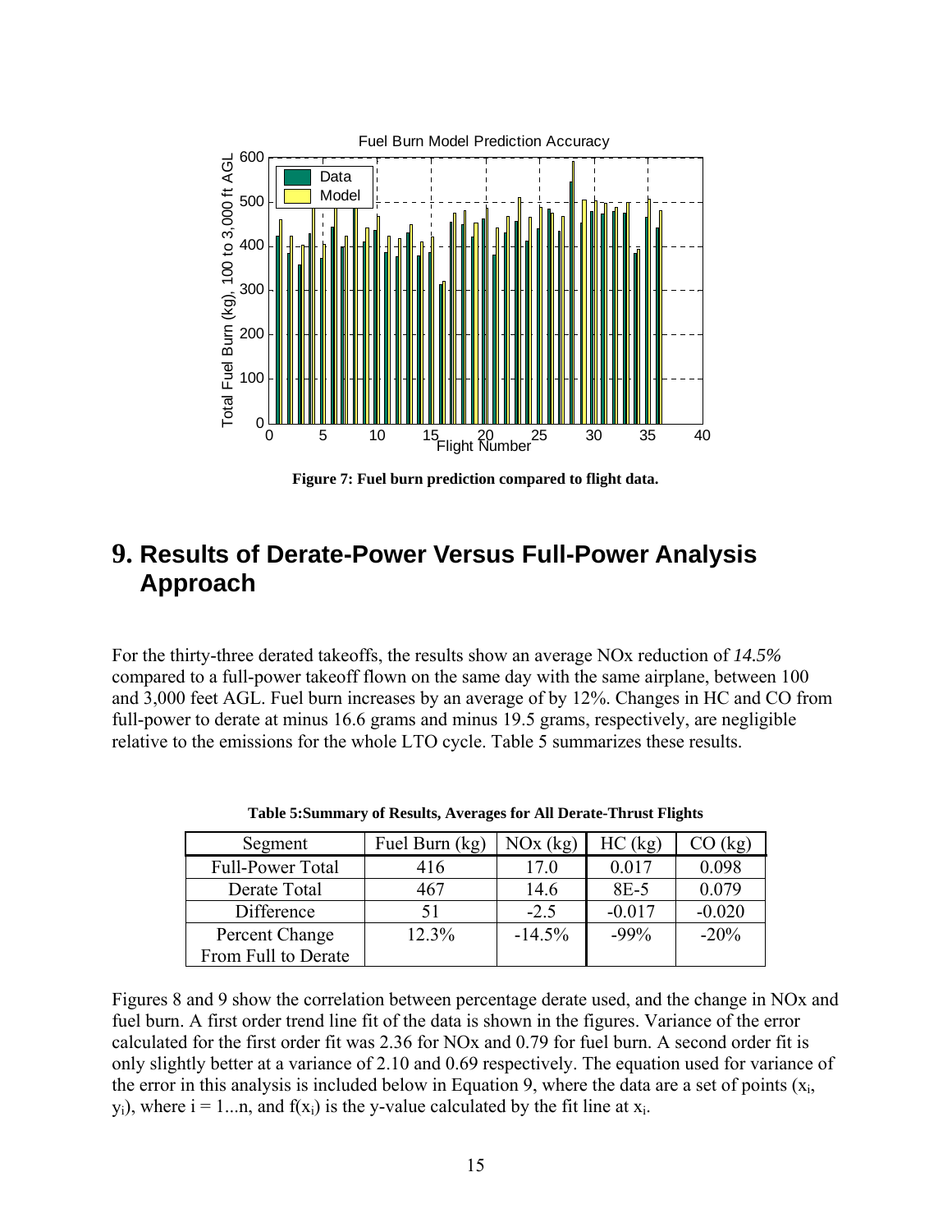Figure 7: Fuel burn prediction compared to flight data.

# 9. Results of Derate-Power Versus Full-Power Analysis Approach

For the thirty-three derated takeoffs, the results show an average NOx reduction of *14.5%* compared to a full-power takeoff flown on the same day with the same airplane, between 100 and 3,000 feet AGL. Fuel burn increases by an average of by 12%. Changes in HC and CO from full-power to derate at minus 16.6 grams and minus 19.5 grams, respectively, are negligible relative to the emissions for the whole LTO cycle. Table 5 summarizes these results.

**Table 5:Summary of Results, Averages for All Derate-Thrust Flights**

| Segment | Fuel Burn (kg) | NOx (kg) | HC (kg) | CO (kg) |
|---|---|---|---|---|
| Full-Power Total | 416 | 17.0 | 0.017 | 0.098 |
| Derate Total | 467 | 14.6 | 8E-5 | 0.079 |
| Difference | 51 | -2.5 | -0.017 | -0.020 |
| Percent Change From Full to Derate | 12.3% | -14.5% | -99% | -20% |

Figures 8 and 9 show the correlation between percentage derate used, and the change in NOx and fuel burn. A first order trend line fit of the data is shown in the figures. Variance of the error calculated for the first order fit was 2.36 for NOx and 0.79 for fuel burn. A second order fit is only slightly better at a variance of 2.10 and 0.69 respectively. The equation used for variance of the error in this analysis is included below in Equation 9, where the data are a set of points ($x_i$, $y_i$), where i = 1...n, and $f(x_i)$ is the y-value calculated by the fit line at $x_i$.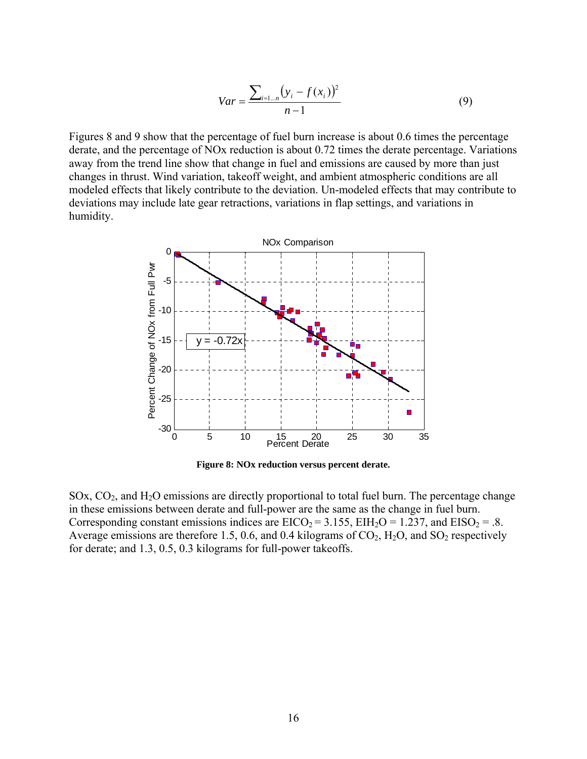$$Var = \frac{\sum_{i=1...n}(y_i - f(x_i))^2}{n-1} \quad (9)$$

Figures 8 and 9 show that the percentage of fuel burn increase is about 0.6 times the percentage derate, and the percentage of NOx reduction is about 0.72 times the derate percentage. Variations away from the trend line show that change in fuel and emissions are caused by more than just changes in thrust. Wind variation, takeoff weight, and ambient atmospheric conditions are all modeled effects that likely contribute to the deviation. Un-modeled effects that may contribute to deviations may include late gear retractions, variations in flap settings, and variations in humidity.

**Figure 8: NOx reduction versus percent derate.**

SOx, $CO_2$, and $H_2O$ emissions are directly proportional to total fuel burn. The percentage change in these emissions between derate and full-power are the same as the change in fuel burn. Corresponding constant emissions indices are $EICO_2 = 3.155$, $EIH_2O = 1.237$, and $EISO_2 = .8$. Average emissions are therefore 1.5, 0.6, and 0.4 kilograms of $CO_2$, $H_2O$, and $SO_2$ respectively for derate; and 1.3, 0.5, 0.3 kilograms for full-power takeoffs.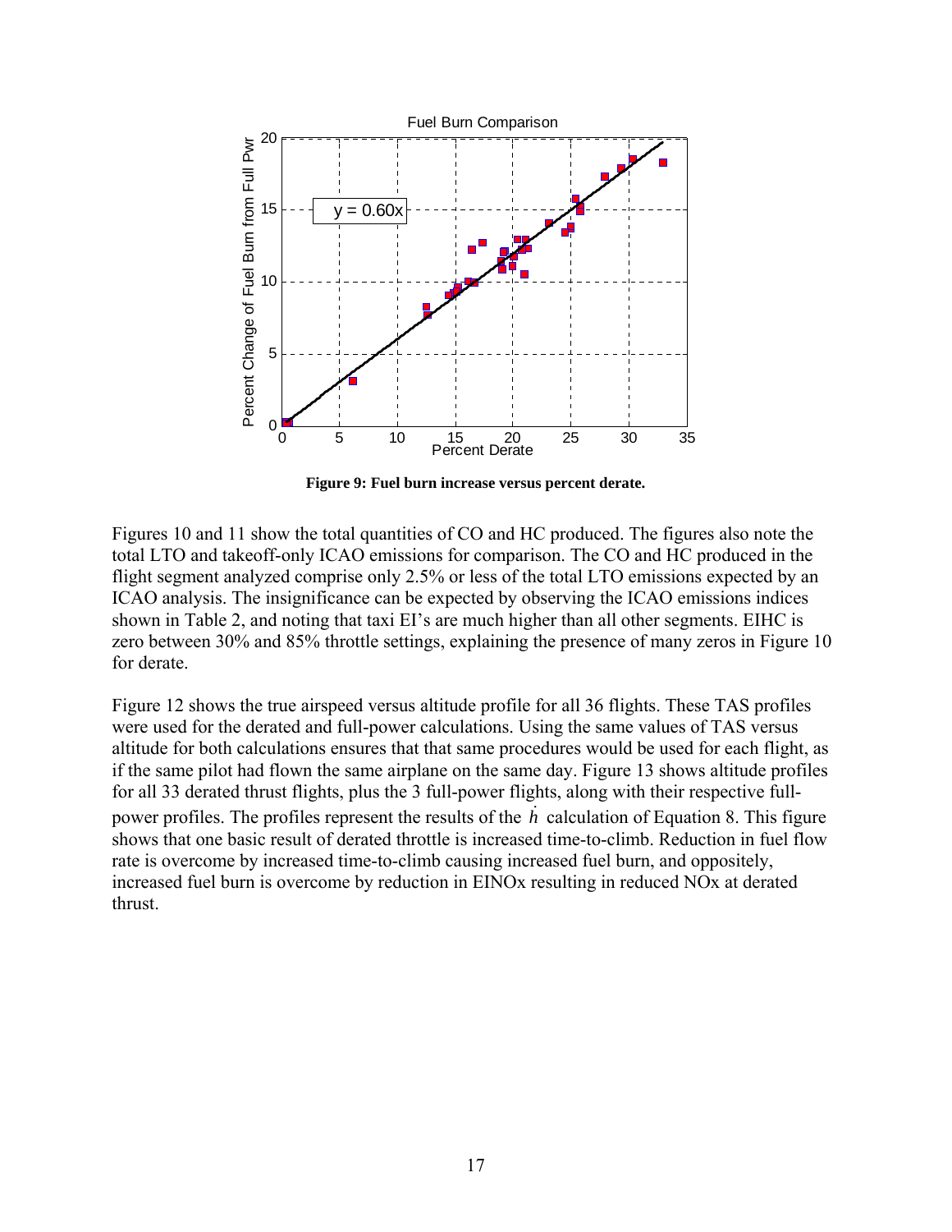**Figure 9: Fuel burn increase versus percent derate.**

Figures 10 and 11 show the total quantities of CO and HC produced. The figures also note the total LTO and takeoff-only ICAO emissions for comparison. The CO and HC produced in the flight segment analyzed comprise only 2.5% or less of the total LTO emissions expected by an ICAO analysis. The insignificance can be expected by observing the ICAO emissions indices shown in Table 2, and noting that taxi EI's are much higher than all other segments. EIHC is zero between 30% and 85% throttle settings, explaining the presence of many zeros in Figure 10 for derate.

Figure 12 shows the true airspeed versus altitude profile for all 36 flights. These TAS profiles were used for the derated and full-power calculations. Using the same values of TAS versus altitude for both calculations ensures that that same procedures would be used for each flight, as if the same pilot had flown the same airplane on the same day. Figure 13 shows altitude profiles for all 33 derated thrust flights, plus the 3 full-power flights, along with their respective full-power profiles. The profiles represent the results of the $\dot{h}$ calculation of Equation 8. This figure shows that one basic result of derated throttle is increased time-to-climb. Reduction in fuel flow rate is overcome by increased time-to-climb causing increased fuel burn, and oppositely, increased fuel burn is overcome by reduction in EINOx resulting in reduced NOx at derated thrust.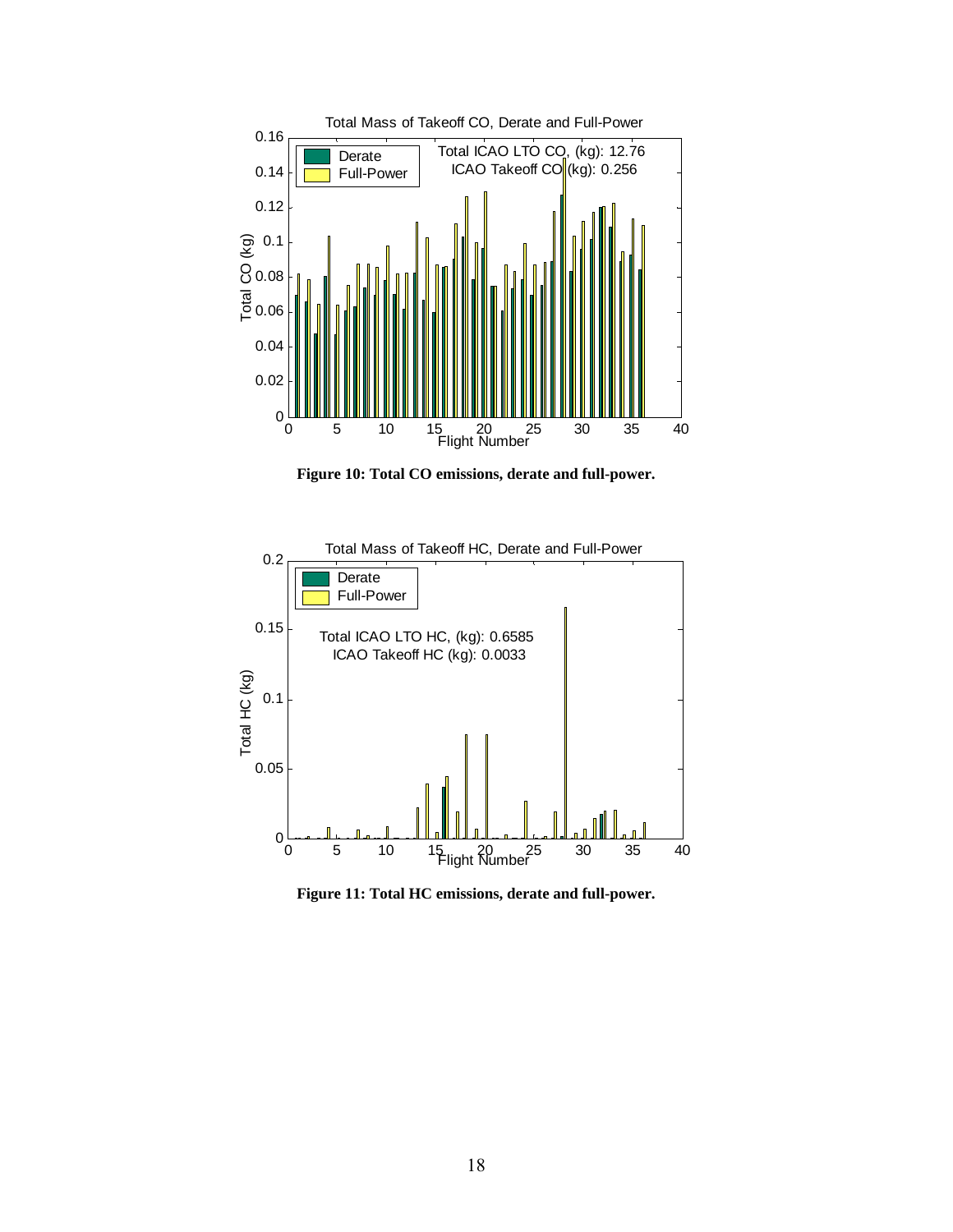**Figure 10: Total CO emissions, derate and full-power.**

**Figure 11: Total HC emissions, derate and full-power.**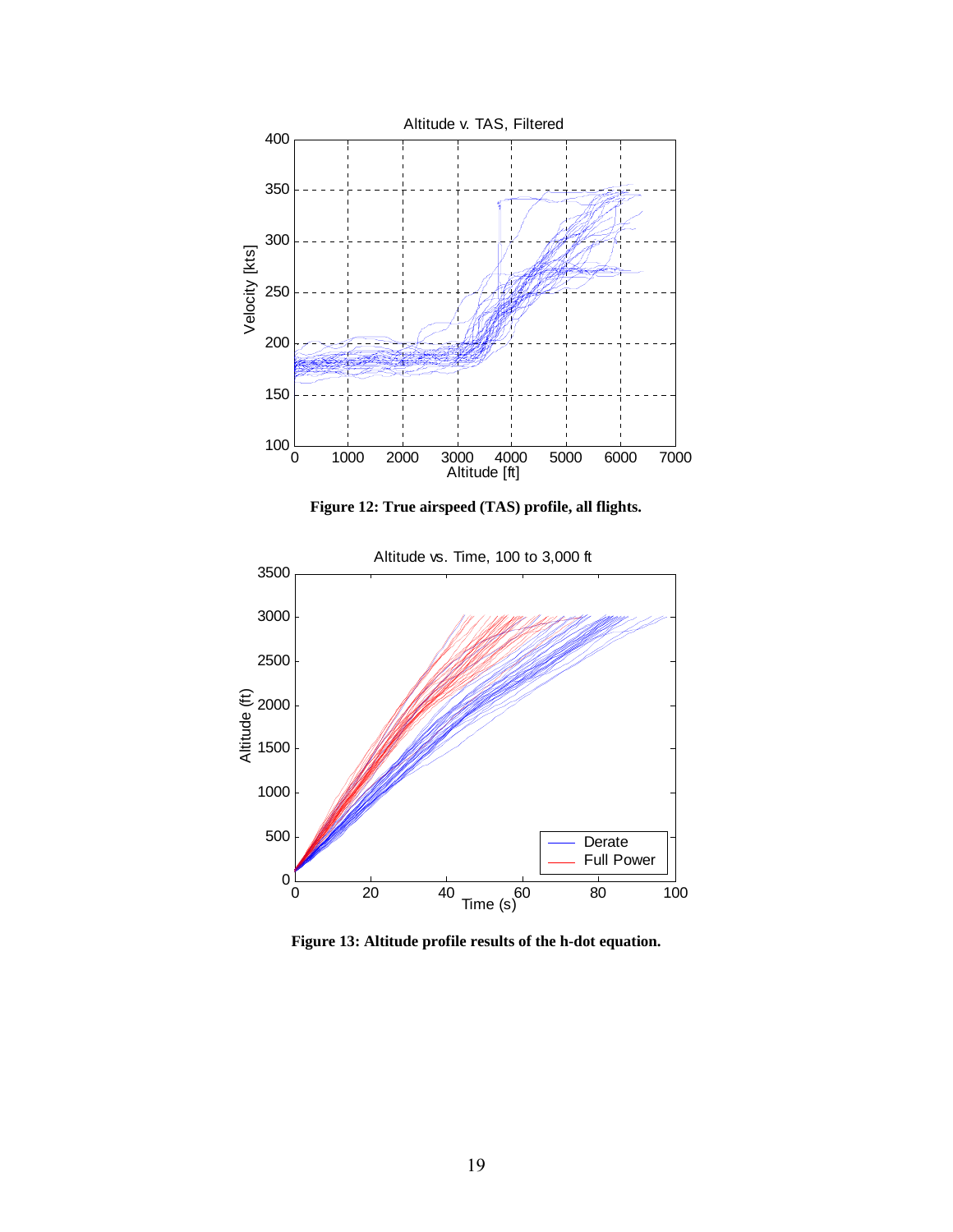**Figure 12: True airspeed (TAS) profile, all flights.**

**Figure 13: Altitude profile results of the h-dot equation.**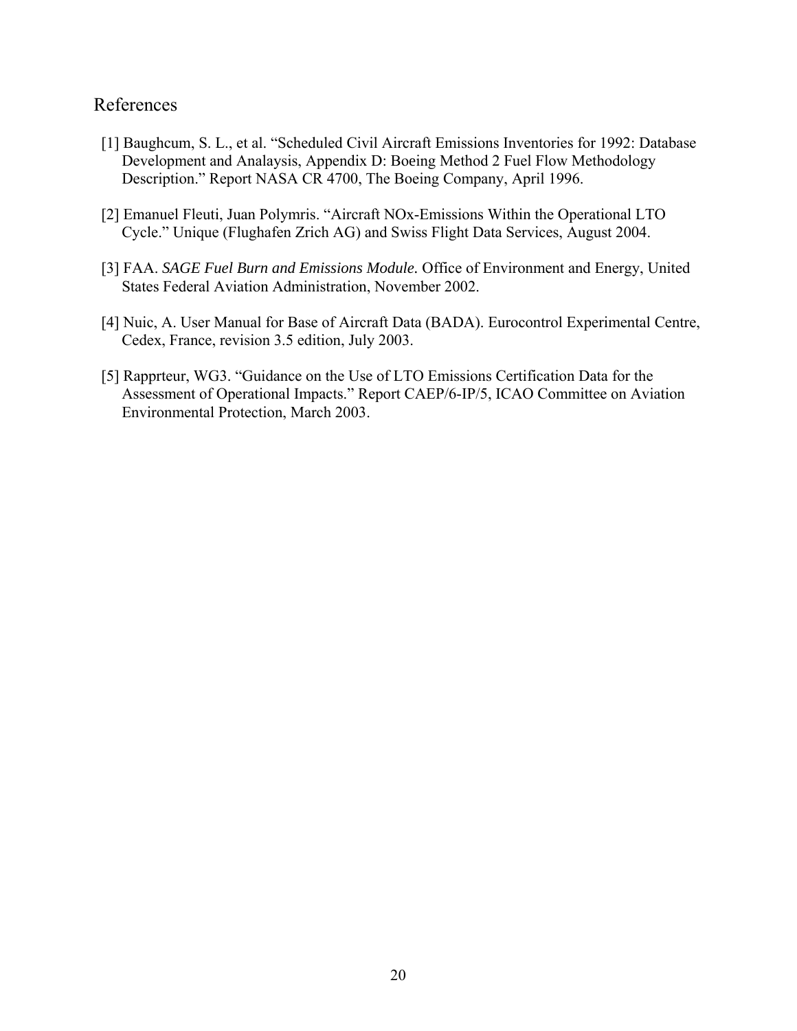# References

[1] Baughcum, S. L., et al. "Scheduled Civil Aircraft Emissions Inventories for 1992: Database Development and Analaysis, Appendix D: Boeing Method 2 Fuel Flow Methodology Description." Report NASA CR 4700, The Boeing Company, April 1996.

[2] Emanuel Fleuti, Juan Polymris. "Aircraft NOx-Emissions Within the Operational LTO Cycle." Unique (Flughafen Zrich AG) and Swiss Flight Data Services, August 2004.

[3] FAA. *SAGE Fuel Burn and Emissions Module.* Office of Environment and Energy, United States Federal Aviation Administration, November 2002.

[4] Nuic, A. User Manual for Base of Aircraft Data (BADA). Eurocontrol Experimental Centre, Cedex, France, revision 3.5 edition, July 2003.

[5] Rapprteur, WG3. "Guidance on the Use of LTO Emissions Certification Data for the Assessment of Operational Impacts." Report CAEP/6-IP/5, ICAO Committee on Aviation Environmental Protection, March 2003.